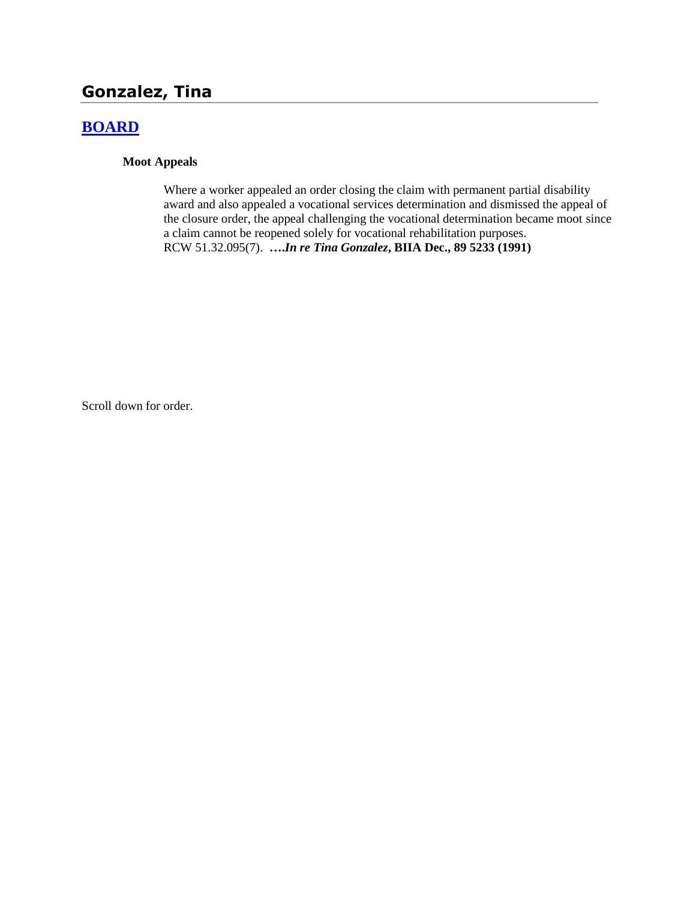## Gonzalez, Tina

## BOARD

**Moot Appeals**

Where a worker appealed an order closing the claim with permanent partial disability award and also appealed a vocational services determination and dismissed the appeal of the closure order, the appeal challenging the vocational determination became moot since a claim cannot be reopened solely for vocational rehabilitation purposes. RCW 51.32.095(7). ****….In re Tina Gonzalez*, BIIA Dec., 89 5233 (1991)**

Scroll down for order.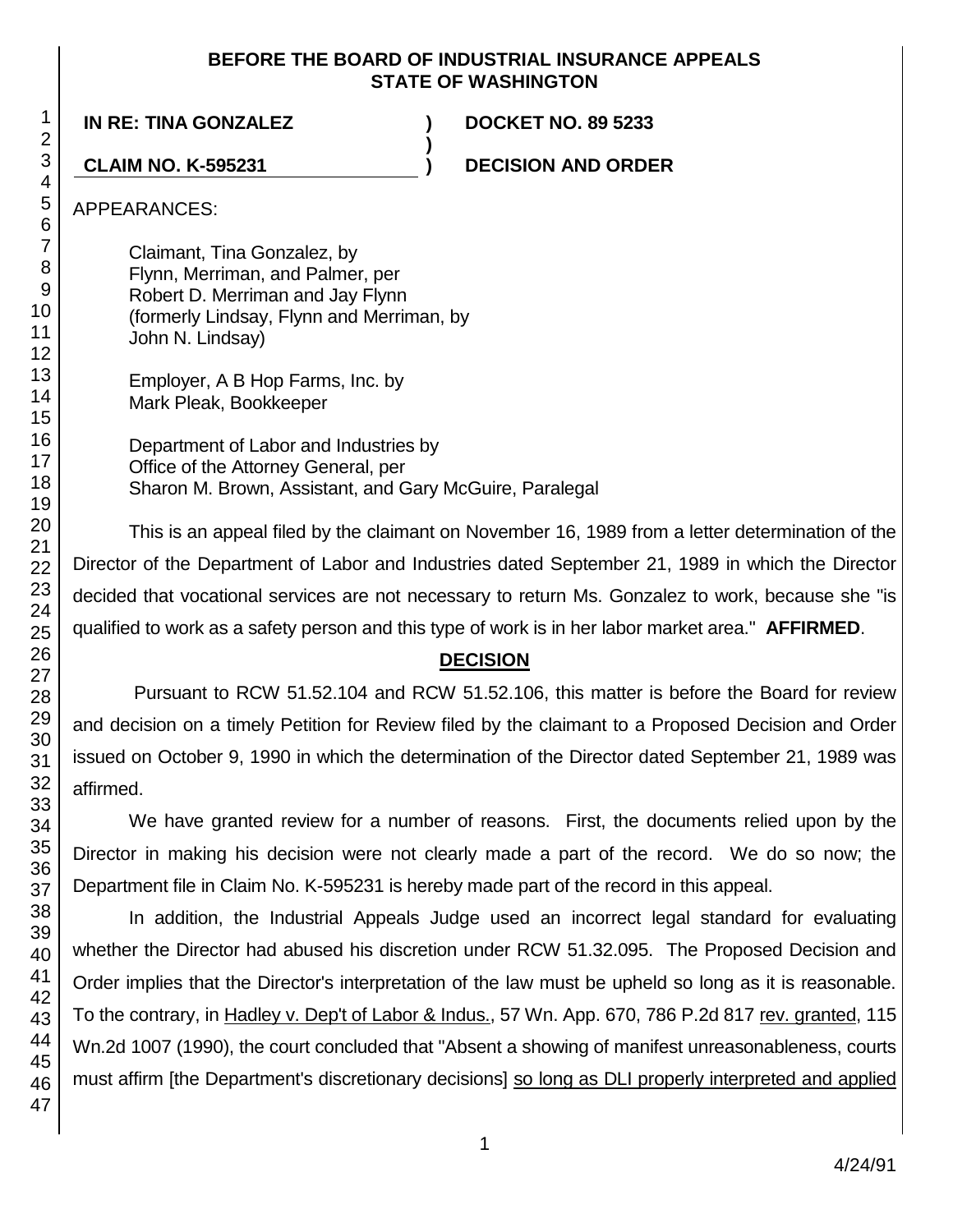**BEFORE THE BOARD OF INDUSTRIAL INSURANCE APPEALS**
**STATE OF WASHINGTON**

| | | |
|---|---|---|
| **IN RE: TINA GONZALEZ** | **)** | **DOCKET NO. 89 5233** |
| | **)** | |
| **CLAIM NO. K-595231** | **)** | **DECISION AND ORDER** |

APPEARANCES:

Claimant, Tina Gonzalez, by
Flynn, Merriman, and Palmer, per
Robert D. Merriman and Jay Flynn
(formerly Lindsay, Flynn and Merriman, by
John N. Lindsay)

Employer, A B Hop Farms, Inc. by
Mark Pleak, Bookkeeper

Department of Labor and Industries by
Office of the Attorney General, per
Sharon M. Brown, Assistant, and Gary McGuire, Paralegal

This is an appeal filed by the claimant on November 16, 1989 from a letter determination of the Director of the Department of Labor and Industries dated September 21, 1989 in which the Director decided that vocational services are not necessary to return Ms. Gonzalez to work, because she "is qualified to work as a safety person and this type of work is in her labor market area." **AFFIRMED**.

## DECISION

Pursuant to RCW 51.52.104 and RCW 51.52.106, this matter is before the Board for review and decision on a timely Petition for Review filed by the claimant to a Proposed Decision and Order issued on October 9, 1990 in which the determination of the Director dated September 21, 1989 was affirmed.

We have granted review for a number of reasons. First, the documents relied upon by the Director in making his decision were not clearly made a part of the record. We do so now; the Department file in Claim No. K-595231 is hereby made part of the record in this appeal.

In addition, the Industrial Appeals Judge used an incorrect legal standard for evaluating whether the Director had abused his discretion under RCW 51.32.095. The Proposed Decision and Order implies that the Director's interpretation of the law must be upheld so long as it is reasonable. To the contrary, in Hadley v. Dep't of Labor & Indus., 57 Wn. App. 670, 786 P.2d 817 rev. granted, 115 Wn.2d 1007 (1990), the court concluded that "Absent a showing of manifest unreasonableness, courts must affirm [the Department's discretionary decisions] so long as DLI properly interpreted and applied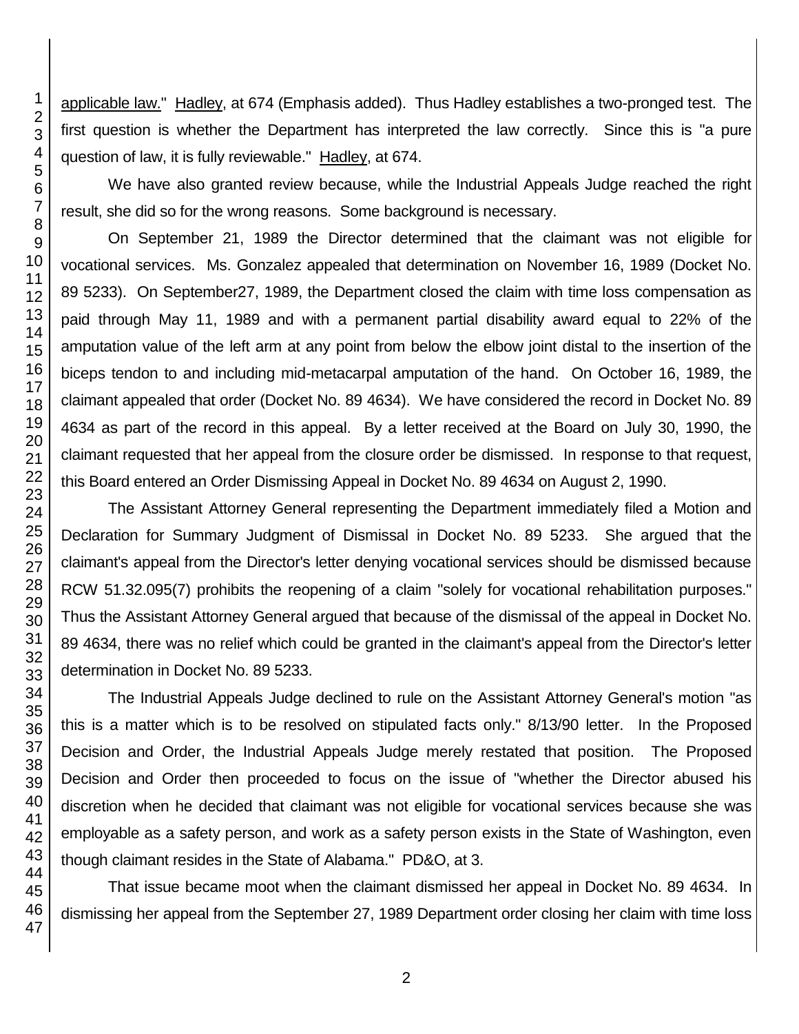applicable law." Hadley, at 674 (Emphasis added). Thus Hadley establishes a two-pronged test. The first question is whether the Department has interpreted the law correctly. Since this is "a pure question of law, it is fully reviewable." Hadley, at 674.

We have also granted review because, while the Industrial Appeals Judge reached the right result, she did so for the wrong reasons. Some background is necessary.

On September 21, 1989 the Director determined that the claimant was not eligible for vocational services. Ms. Gonzalez appealed that determination on November 16, 1989 (Docket No. 89 5233). On September27, 1989, the Department closed the claim with time loss compensation as paid through May 11, 1989 and with a permanent partial disability award equal to 22% of the amputation value of the left arm at any point from below the elbow joint distal to the insertion of the biceps tendon to and including mid-metacarpal amputation of the hand. On October 16, 1989, the claimant appealed that order (Docket No. 89 4634). We have considered the record in Docket No. 89 4634 as part of the record in this appeal. By a letter received at the Board on July 30, 1990, the claimant requested that her appeal from the closure order be dismissed. In response to that request, this Board entered an Order Dismissing Appeal in Docket No. 89 4634 on August 2, 1990.

The Assistant Attorney General representing the Department immediately filed a Motion and Declaration for Summary Judgment of Dismissal in Docket No. 89 5233. She argued that the claimant's appeal from the Director's letter denying vocational services should be dismissed because RCW 51.32.095(7) prohibits the reopening of a claim "solely for vocational rehabilitation purposes." Thus the Assistant Attorney General argued that because of the dismissal of the appeal in Docket No. 89 4634, there was no relief which could be granted in the claimant's appeal from the Director's letter determination in Docket No. 89 5233.

The Industrial Appeals Judge declined to rule on the Assistant Attorney General's motion "as this is a matter which is to be resolved on stipulated facts only." 8/13/90 letter. In the Proposed Decision and Order, the Industrial Appeals Judge merely restated that position. The Proposed Decision and Order then proceeded to focus on the issue of "whether the Director abused his discretion when he decided that claimant was not eligible for vocational services because she was employable as a safety person, and work as a safety person exists in the State of Washington, even though claimant resides in the State of Alabama." PD&O, at 3.

That issue became moot when the claimant dismissed her appeal in Docket No. 89 4634. In dismissing her appeal from the September 27, 1989 Department order closing her claim with time loss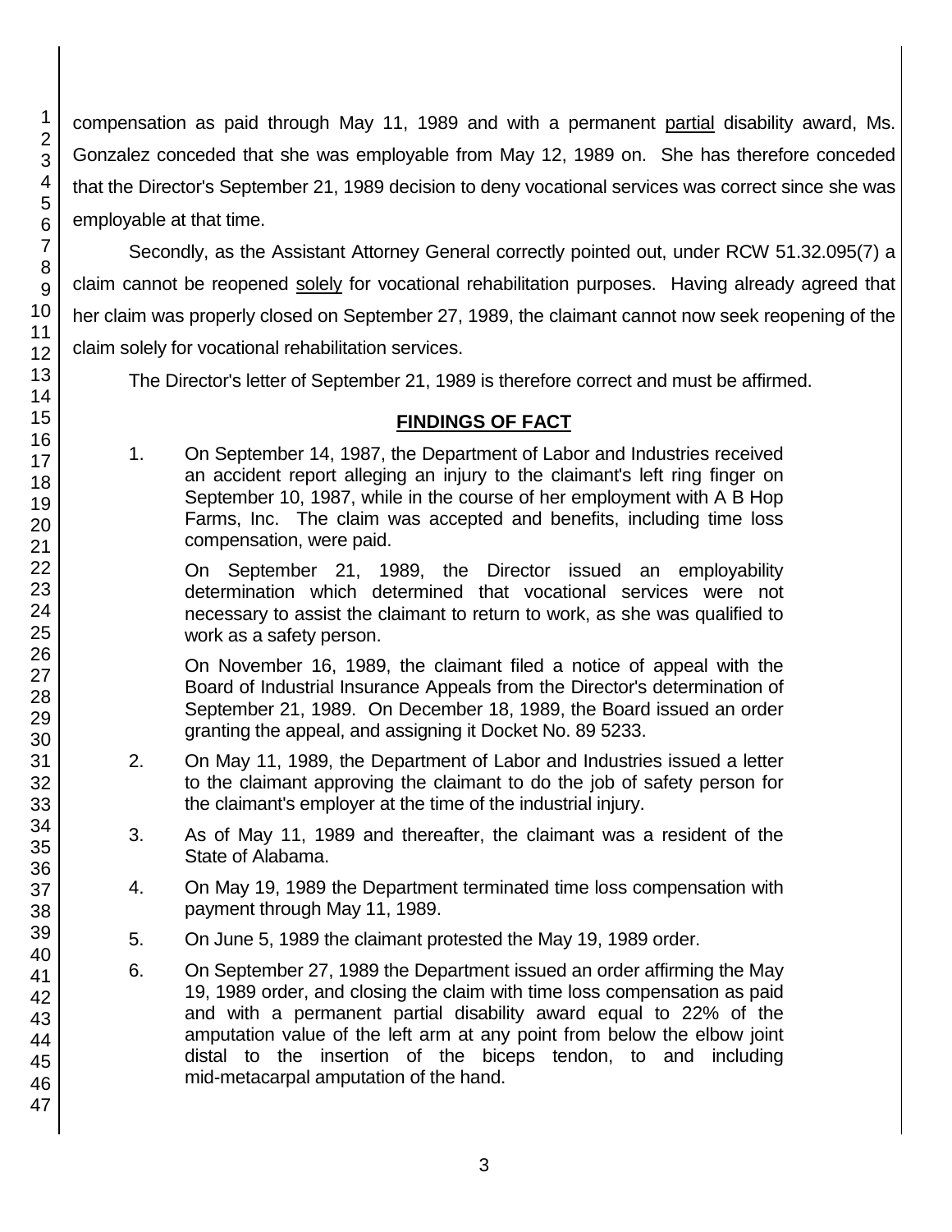compensation as paid through May 11, 1989 and with a permanent partial disability award, Ms. Gonzalez conceded that she was employable from May 12, 1989 on. She has therefore conceded that the Director's September 21, 1989 decision to deny vocational services was correct since she was employable at that time.

Secondly, as the Assistant Attorney General correctly pointed out, under RCW 51.32.095(7) a claim cannot be reopened solely for vocational rehabilitation purposes. Having already agreed that her claim was properly closed on September 27, 1989, the claimant cannot now seek reopening of the claim solely for vocational rehabilitation services.

The Director's letter of September 21, 1989 is therefore correct and must be affirmed.

## FINDINGS OF FACT

1. On September 14, 1987, the Department of Labor and Industries received an accident report alleging an injury to the claimant's left ring finger on September 10, 1987, while in the course of her employment with A B Hop Farms, Inc. The claim was accepted and benefits, including time loss compensation, were paid.

   On September 21, 1989, the Director issued an employability determination which determined that vocational services were not necessary to assist the claimant to return to work, as she was qualified to work as a safety person.

   On November 16, 1989, the claimant filed a notice of appeal with the Board of Industrial Insurance Appeals from the Director's determination of September 21, 1989. On December 18, 1989, the Board issued an order granting the appeal, and assigning it Docket No. 89 5233.

2. On May 11, 1989, the Department of Labor and Industries issued a letter to the claimant approving the claimant to do the job of safety person for the claimant's employer at the time of the industrial injury.

3. As of May 11, 1989 and thereafter, the claimant was a resident of the State of Alabama.

4. On May 19, 1989 the Department terminated time loss compensation with payment through May 11, 1989.

5. On June 5, 1989 the claimant protested the May 19, 1989 order.

6. On September 27, 1989 the Department issued an order affirming the May 19, 1989 order, and closing the claim with time loss compensation as paid and with a permanent partial disability award equal to 22% of the amputation value of the left arm at any point from below the elbow joint distal to the insertion of the biceps tendon, to and including mid-metacarpal amputation of the hand.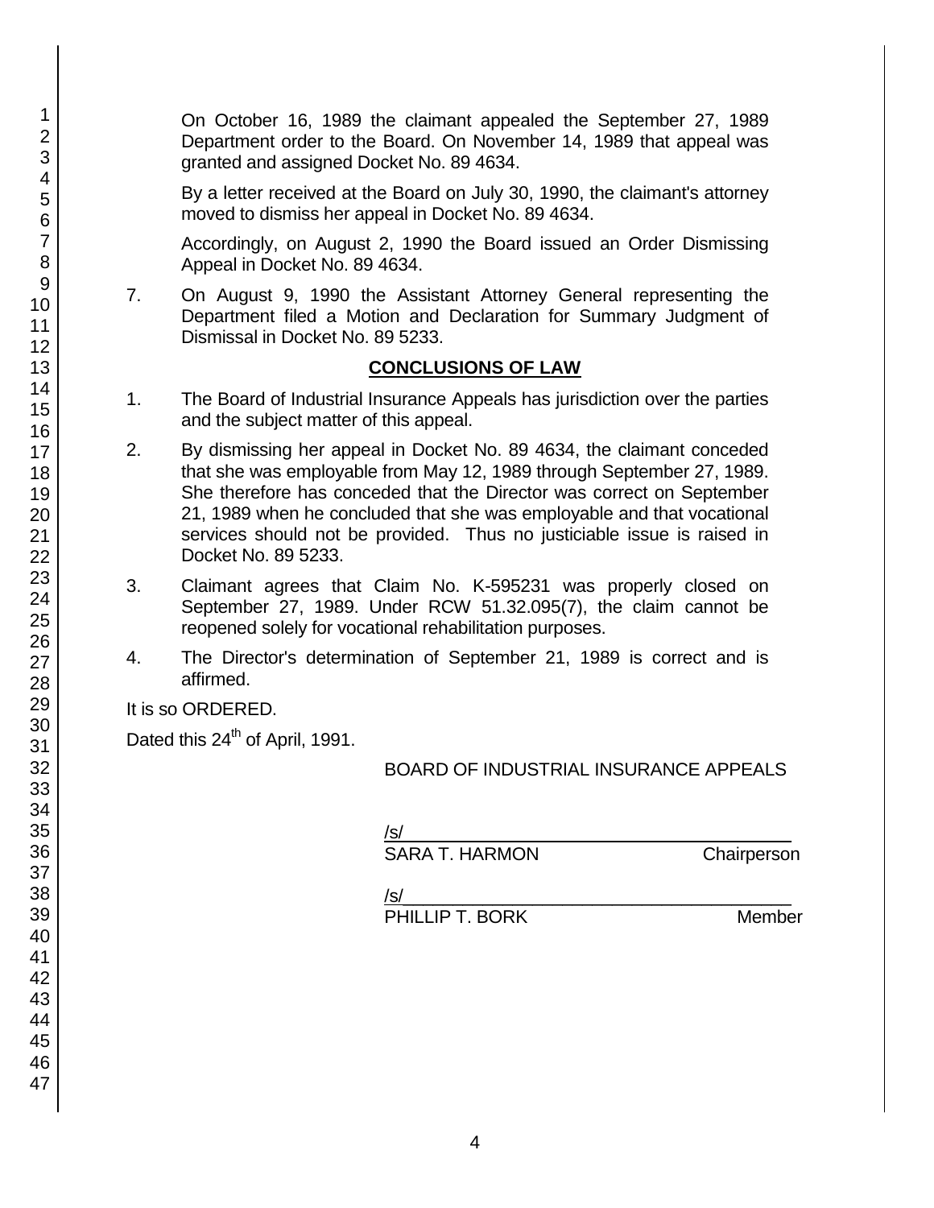On October 16, 1989 the claimant appealed the September 27, 1989 Department order to the Board. On November 14, 1989 that appeal was granted and assigned Docket No. 89 4634.

By a letter received at the Board on July 30, 1990, the claimant's attorney moved to dismiss her appeal in Docket No. 89 4634.

Accordingly, on August 2, 1990 the Board issued an Order Dismissing Appeal in Docket No. 89 4634.

7. On August 9, 1990 the Assistant Attorney General representing the Department filed a Motion and Declaration for Summary Judgment of Dismissal in Docket No. 89 5233.

## CONCLUSIONS OF LAW

1. The Board of Industrial Insurance Appeals has jurisdiction over the parties and the subject matter of this appeal.

2. By dismissing her appeal in Docket No. 89 4634, the claimant conceded that she was employable from May 12, 1989 through September 27, 1989. She therefore has conceded that the Director was correct on September 21, 1989 when he concluded that she was employable and that vocational services should not be provided. Thus no justiciable issue is raised in Docket No. 89 5233.

3. Claimant agrees that Claim No. K-595231 was properly closed on September 27, 1989. Under RCW 51.32.095(7), the claim cannot be reopened solely for vocational rehabilitation purposes.

4. The Director's determination of September 21, 1989 is correct and is affirmed.

It is so ORDERED.

Dated this 24th of April, 1991.

BOARD OF INDUSTRIAL INSURANCE APPEALS

/s/
SARA T. HARMON Chairperson

/s/
PHILLIP T. BORK Member